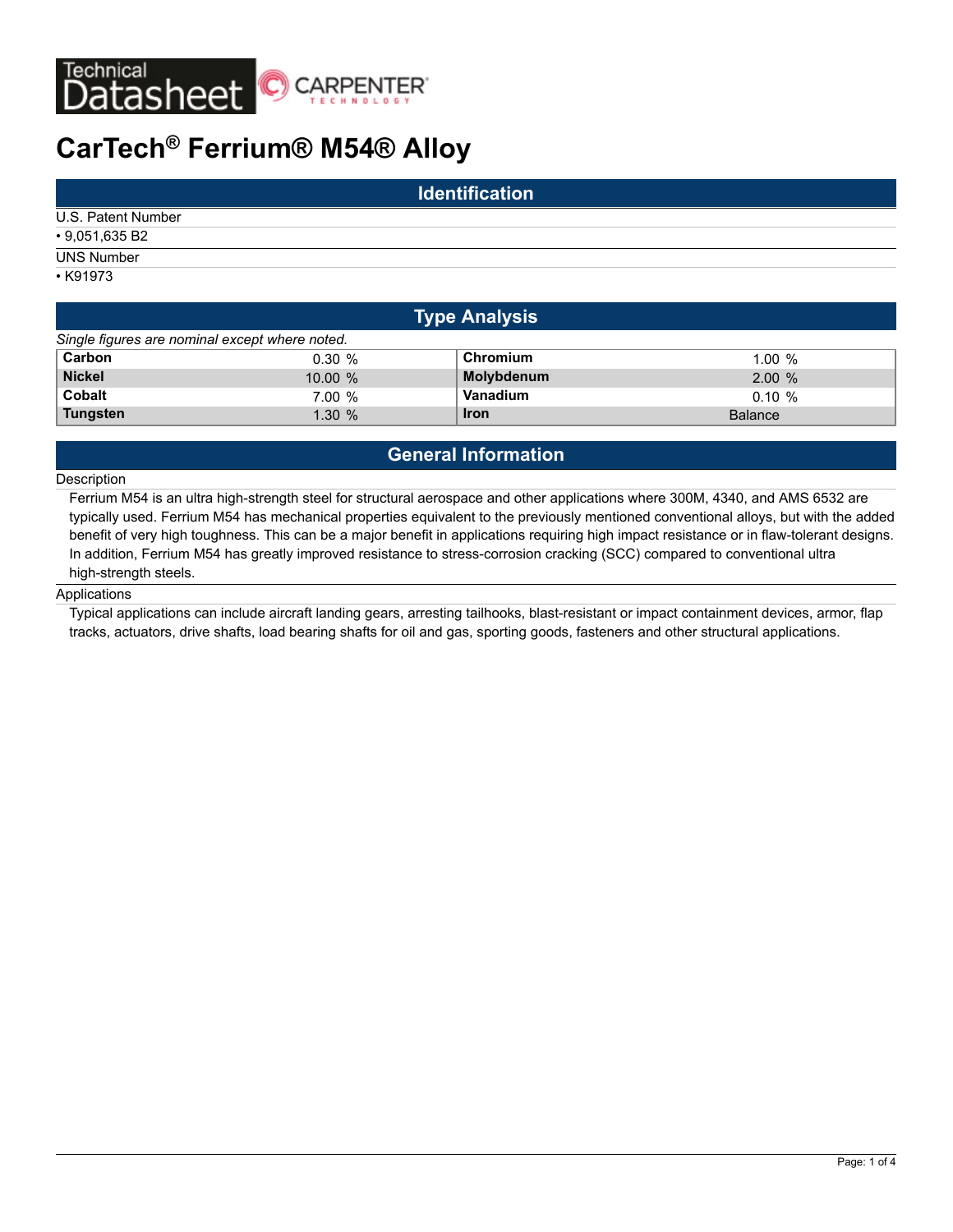# CarTech® Ferrium® M54® Alloy

## Identification

U.S. Patent Number

- 9,051,635 B2

UNS Number

- K91973

## Type Analysis

*Single figures are nominal except where noted.*

| Element | Value | Element | Value |
|---|---|---|---|
| **Carbon** | 0.30 % | **Chromium** | 1.00 % |
| **Nickel** | 10.00 % | **Molybdenum** | 2.00 % |
| **Cobalt** | 7.00 % | **Vanadium** | 0.10 % |
| **Tungsten** | 1.30 % | **Iron** | Balance |

## General Information

### Description

Ferrium M54 is an ultra high-strength steel for structural aerospace and other applications where 300M, 4340, and AMS 6532 are typically used. Ferrium M54 has mechanical properties equivalent to the previously mentioned conventional alloys, but with the added benefit of very high toughness. This can be a major benefit in applications requiring high impact resistance or in flaw-tolerant designs. In addition, Ferrium M54 has greatly improved resistance to stress-corrosion cracking (SCC) compared to conventional ultra high-strength steels.

### Applications

Typical applications can include aircraft landing gears, arresting tailhooks, blast-resistant or impact containment devices, armor, flap tracks, actuators, drive shafts, load bearing shafts for oil and gas, sporting goods, fasteners and other structural applications.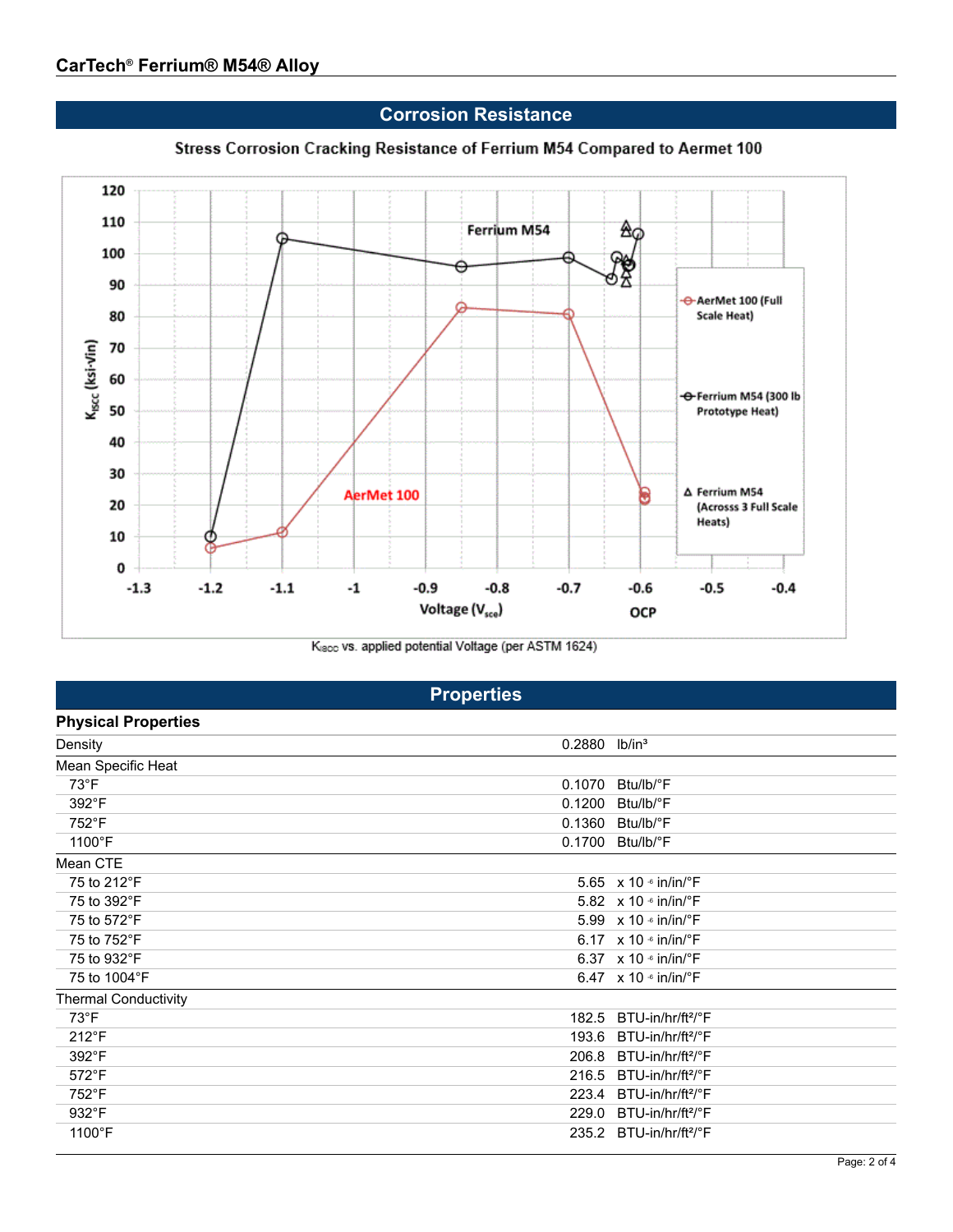## Corrosion Resistance

Stress Corrosion Cracking Resistance of Ferrium M54 Compared to Aermet 100

$K_{ISCC}$ vs. applied potential Voltage (per ASTM 1624)

## Properties

### Physical Properties

| Property | Value | Units |
|---|---|---|
| Density | 0.2880 | lb/in³ |
| Mean Specific Heat | | |
| 73°F | 0.1070 | Btu/lb/°F |
| 392°F | 0.1200 | Btu/lb/°F |
| 752°F | 0.1360 | Btu/lb/°F |
| 1100°F | 0.1700 | Btu/lb/°F |
| Mean CTE | | |
| 75 to 212°F | 5.65 | x $10^{-6}$ in/in/°F |
| 75 to 392°F | 5.82 | x $10^{-6}$ in/in/°F |
| 75 to 572°F | 5.99 | x $10^{-6}$ in/in/°F |
| 75 to 752°F | 6.17 | x $10^{-6}$ in/in/°F |
| 75 to 932°F | 6.37 | x $10^{-6}$ in/in/°F |
| 75 to 1004°F | 6.47 | x $10^{-6}$ in/in/°F |
| Thermal Conductivity | | |
| 73°F | 182.5 | BTU-in/hr/ft²/°F |
| 212°F | 193.6 | BTU-in/hr/ft²/°F |
| 392°F | 206.8 | BTU-in/hr/ft²/°F |
| 572°F | 216.5 | BTU-in/hr/ft²/°F |
| 752°F | 223.4 | BTU-in/hr/ft²/°F |
| 932°F | 229.0 | BTU-in/hr/ft²/°F |
| 1100°F | 235.2 | BTU-in/hr/ft²/°F |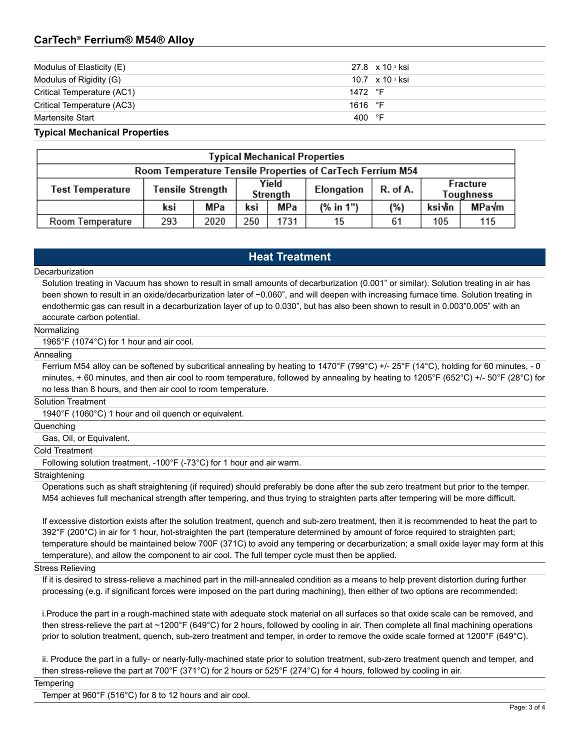| | |
|---|---|
| Modulus of Elasticity (E) | 27.8 x $10^3$ ksi |
| Modulus of Rigidity (G) | 10.7 x $10^3$ ksi |
| Critical Temperature (AC1) | 1472 °F |
| Critical Temperature (AC3) | 1616 °F |
| Martensite Start | 400 °F |

### Typical Mechanical Properties

| Typical Mechanical Properties | | | | | | | | |
|---|---|---|---|---|---|---|---|---|
| Room Temperature Tensile Properties of CarTech Ferrium M54 | | | | | | | | |
| Test Temperature | Tensile Strength | | Yield Strength | | Elongation | R. of A. | Fracture Toughness | |
| | ksi | MPa | ksi | MPa | (% in 1") | (%) | ksi√in | MPa√m |
| Room Temperature | 293 | 2020 | 250 | 1731 | 15 | 61 | 105 | 115 |

## Heat Treatment

**Decarburization**

Solution treating in Vacuum has shown to result in small amounts of decarburization (0.001" or similar). Solution treating in air has been shown to result in an oxide/decarburization later of ~0.060", and will deepen with increasing furnace time. Solution treating in endothermic gas can result in a decarburization layer of up to 0.030", but has also been shown to result in 0.003"0.005" with an accurate carbon potential.

**Normalizing**

1965°F (1074°C) for 1 hour and air cool.

**Annealing**

Ferrium M54 alloy can be softened by subcritical annealing by heating to 1470°F (799°C) +/- 25°F (14°C), holding for 60 minutes, - 0 minutes, + 60 minutes, and then air cool to room temperature, followed by annealing by heating to 1205°F (652°C) +/- 50°F (28°C) for no less than 8 hours, and then air cool to room temperature.

**Solution Treatment**

1940°F (1060°C) 1 hour and oil quench or equivalent.

**Quenching**

Gas, Oil, or Equivalent.

**Cold Treatment**

Following solution treatment, -100°F (-73°C) for 1 hour and air warm.

**Straightening**

Operations such as shaft straightening (if required) should preferably be done after the sub zero treatment but prior to the temper. M54 achieves full mechanical strength after tempering, and thus trying to straighten parts after tempering will be more difficult.

If excessive distortion exists after the solution treatment, quench and sub-zero treatment, then it is recommended to heat the part to 392°F (200°C) in air for 1 hour, hot-straighten the part (temperature determined by amount of force required to straighten part; temperature should be maintained below 700F (371C) to avoid any tempering or decarburization; a small oxide layer may form at this temperature), and allow the component to air cool. The full temper cycle must then be applied.

**Stress Relieving**

If it is desired to stress-relieve a machined part in the mill-annealed condition as a means to help prevent distortion during further processing (e.g. if significant forces were imposed on the part during machining), then either of two options are recommended:

i.Produce the part in a rough-machined state with adequate stock material on all surfaces so that oxide scale can be removed, and then stress-relieve the part at ~1200°F (649°C) for 2 hours, followed by cooling in air. Then complete all final machining operations prior to solution treatment, quench, sub-zero treatment and temper, in order to remove the oxide scale formed at 1200°F (649°C).

ii. Produce the part in a fully- or nearly-fully-machined state prior to solution treatment, sub-zero treatment quench and temper, and then stress-relieve the part at 700°F (371°C) for 2 hours or 525°F (274°C) for 4 hours, followed by cooling in air.

**Tempering**

Temper at 960°F (516°C) for 8 to 12 hours and air cool.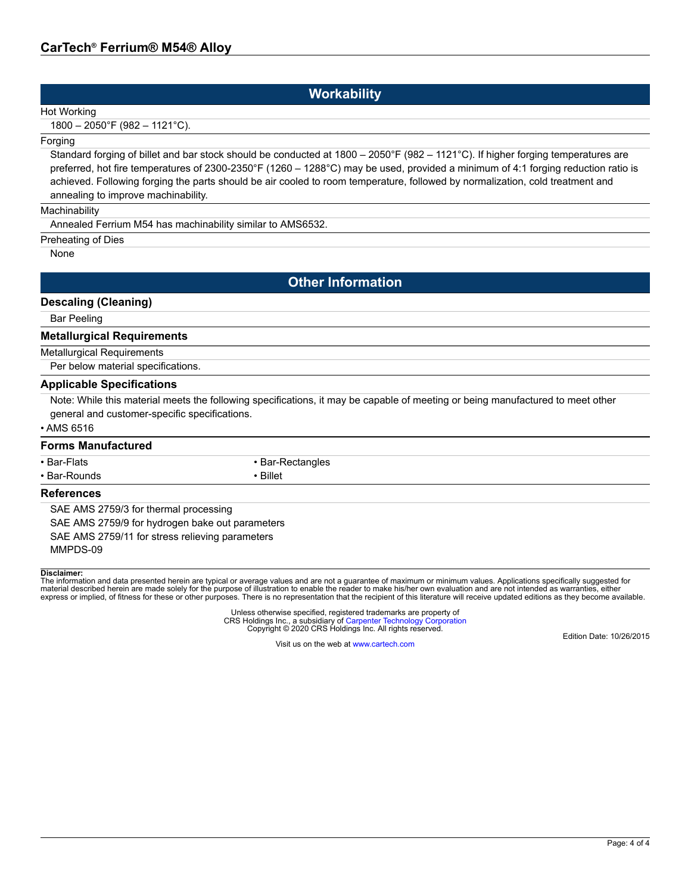## Workability

Hot Working

1800 – 2050°F (982 – 1121°C).

Forging

Standard forging of billet and bar stock should be conducted at 1800 – 2050°F (982 – 1121°C). If higher forging temperatures are preferred, hot fire temperatures of 2300-2350°F (1260 – 1288°C) may be used, provided a minimum of 4:1 forging reduction ratio is achieved. Following forging the parts should be air cooled to room temperature, followed by normalization, cold treatment and annealing to improve machinability.

Machinability

Annealed Ferrium M54 has machinability similar to AMS6532.

Preheating of Dies

None

## Other Information

### Descaling (Cleaning)

Bar Peeling

### Metallurgical Requirements

Metallurgical Requirements

Per below material specifications.

### Applicable Specifications

Note: While this material meets the following specifications, it may be capable of meeting or being manufactured to meet other general and customer-specific specifications.

- AMS 6516

### Forms Manufactured

- Bar-Flats
- Bar-Rectangles
- Bar-Rounds
- Billet

### References

SAE AMS 2759/3 for thermal processing

SAE AMS 2759/9 for hydrogen bake out parameters

SAE AMS 2759/11 for stress relieving parameters

MMPDS-09

**Disclaimer:**
The information and data presented herein are typical or average values and are not a guarantee of maximum or minimum values. Applications specifically suggested for material described herein are made solely for the purpose of illustration to enable the reader to make his/her own evaluation and are not intended as warranties, either express or implied, of fitness for these or other purposes. There is no representation that the recipient of this literature will receive updated editions as they become available.

Unless otherwise specified, registered trademarks are property of CRS Holdings Inc., a subsidiary of Carpenter Technology Corporation
Copyright © 2020 CRS Holdings Inc. All rights reserved.

Edition Date: 10/26/2015

Visit us on the web at www.cartech.com